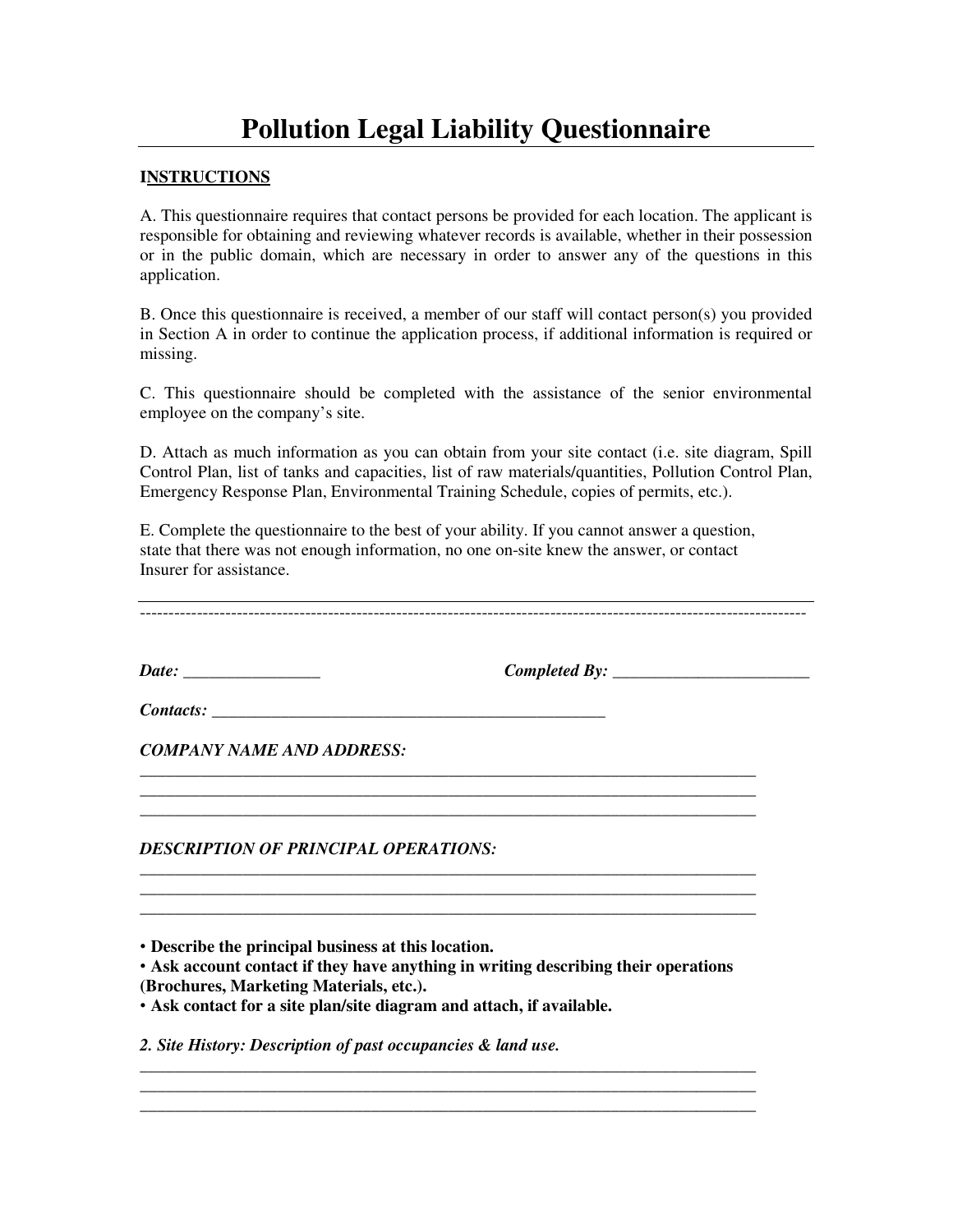# Pollution Legal Liability Questionnaire

**INSTRUCTIONS**

A. This questionnaire requires that contact persons be provided for each location. The applicant is responsible for obtaining and reviewing whatever records is available, whether in their possession or in the public domain, which are necessary in order to answer any of the questions in this application.

B. Once this questionnaire is received, a member of our staff will contact person(s) you provided in Section A in order to continue the application process, if additional information is required or missing.

C. This questionnaire should be completed with the assistance of the senior environmental employee on the company's site.

D. Attach as much information as you can obtain from your site contact (i.e. site diagram, Spill Control Plan, list of tanks and capacities, list of raw materials/quantities, Pollution Control Plan, Emergency Response Plan, Environmental Training Schedule, copies of permits, etc.).

E. Complete the questionnaire to the best of your ability. If you cannot answer a question, state that there was not enough information, no one on-site knew the answer, or contact Insurer for assistance.

---

***Date:*** ________________ ***Completed By:*** _______________________

***Contacts:*** _______________________________________________

***COMPANY NAME AND ADDRESS:***

___________________________________________________________________________
___________________________________________________________________________
___________________________________________________________________________

***DESCRIPTION OF PRINCIPAL OPERATIONS:***

___________________________________________________________________________
___________________________________________________________________________
___________________________________________________________________________

- **Describe the principal business at this location.**
- **Ask account contact if they have anything in writing describing their operations (Brochures, Marketing Materials, etc.).**
- **Ask contact for a site plan/site diagram and attach, if available.**

***2. Site History: Description of past occupancies & land use.***

___________________________________________________________________________
___________________________________________________________________________
___________________________________________________________________________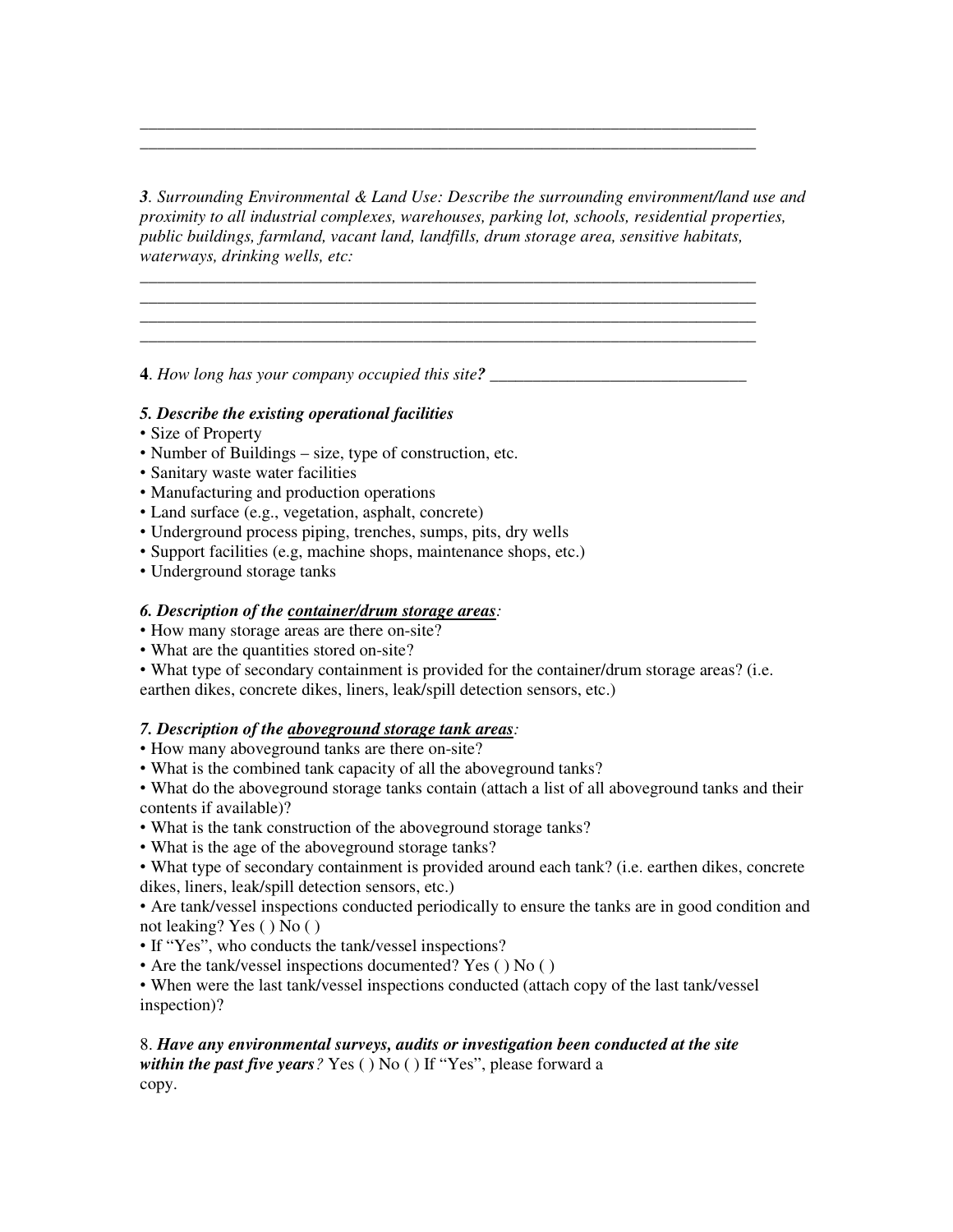\_\_\_\_\_\_\_\_\_\_\_\_\_\_\_\_\_\_\_\_\_\_\_\_\_\_\_\_\_\_\_\_\_\_\_\_\_\_\_\_\_\_\_\_\_\_\_\_\_\_\_\_\_\_\_\_\_\_\_\_\_\_\_\_\_\_\_\_\_\_\_\_
\_\_\_\_\_\_\_\_\_\_\_\_\_\_\_\_\_\_\_\_\_\_\_\_\_\_\_\_\_\_\_\_\_\_\_\_\_\_\_\_\_\_\_\_\_\_\_\_\_\_\_\_\_\_\_\_\_\_\_\_\_\_\_\_\_\_\_\_\_\_\_\_

***3***. *Surrounding Environmental & Land Use: Describe the surrounding environment/land use and proximity to all industrial complexes, warehouses, parking lot, schools, residential properties, public buildings, farmland, vacant land, landfills, drum storage area, sensitive habitats, waterways, drinking wells, etc:*

\_\_\_\_\_\_\_\_\_\_\_\_\_\_\_\_\_\_\_\_\_\_\_\_\_\_\_\_\_\_\_\_\_\_\_\_\_\_\_\_\_\_\_\_\_\_\_\_\_\_\_\_\_\_\_\_\_\_\_\_\_\_\_\_\_\_\_\_\_\_\_\_
\_\_\_\_\_\_\_\_\_\_\_\_\_\_\_\_\_\_\_\_\_\_\_\_\_\_\_\_\_\_\_\_\_\_\_\_\_\_\_\_\_\_\_\_\_\_\_\_\_\_\_\_\_\_\_\_\_\_\_\_\_\_\_\_\_\_\_\_\_\_\_\_
\_\_\_\_\_\_\_\_\_\_\_\_\_\_\_\_\_\_\_\_\_\_\_\_\_\_\_\_\_\_\_\_\_\_\_\_\_\_\_\_\_\_\_\_\_\_\_\_\_\_\_\_\_\_\_\_\_\_\_\_\_\_\_\_\_\_\_\_\_\_\_\_
\_\_\_\_\_\_\_\_\_\_\_\_\_\_\_\_\_\_\_\_\_\_\_\_\_\_\_\_\_\_\_\_\_\_\_\_\_\_\_\_\_\_\_\_\_\_\_\_\_\_\_\_\_\_\_\_\_\_\_\_\_\_\_\_\_\_\_\_\_\_\_\_

**4**. *How long has your company occupied this site**?*** \_\_\_\_\_\_\_\_\_\_\_\_\_\_\_\_\_\_\_\_\_\_\_\_\_\_\_\_\_\_\_

***5. Describe the existing operational facilities***

- Size of Property
- Number of Buildings – size, type of construction, etc.
- Sanitary waste water facilities
- Manufacturing and production operations
- Land surface (e.g., vegetation, asphalt, concrete)
- Underground process piping, trenches, sumps, pits, dry wells
- Support facilities (e.g, machine shops, maintenance shops, etc.)
- Underground storage tanks

***6. Description of the <u>container/drum storage areas</u>:***

- How many storage areas are there on-site?
- What are the quantities stored on-site?
- What type of secondary containment is provided for the container/drum storage areas? (i.e. earthen dikes, concrete dikes, liners, leak/spill detection sensors, etc.)

***7. Description of the <u>aboveground storage tank areas</u>:***

- How many aboveground tanks are there on-site?
- What is the combined tank capacity of all the aboveground tanks?
- What do the aboveground storage tanks contain (attach a list of all aboveground tanks and their contents if available)?
- What is the tank construction of the aboveground storage tanks?
- What is the age of the aboveground storage tanks?
- What type of secondary containment is provided around each tank? (i.e. earthen dikes, concrete dikes, liners, leak/spill detection sensors, etc.)
- Are tank/vessel inspections conducted periodically to ensure the tanks are in good condition and not leaking? Yes ( ) No ( )
- If "Yes", who conducts the tank/vessel inspections?
- Are the tank/vessel inspections documented? Yes ( ) No ( )
- When were the last tank/vessel inspections conducted (attach copy of the last tank/vessel inspection)?

8. ***Have any environmental surveys, audits or investigation been conducted at the site within the past five years****?* Yes ( ) No ( ) If "Yes", please forward a copy.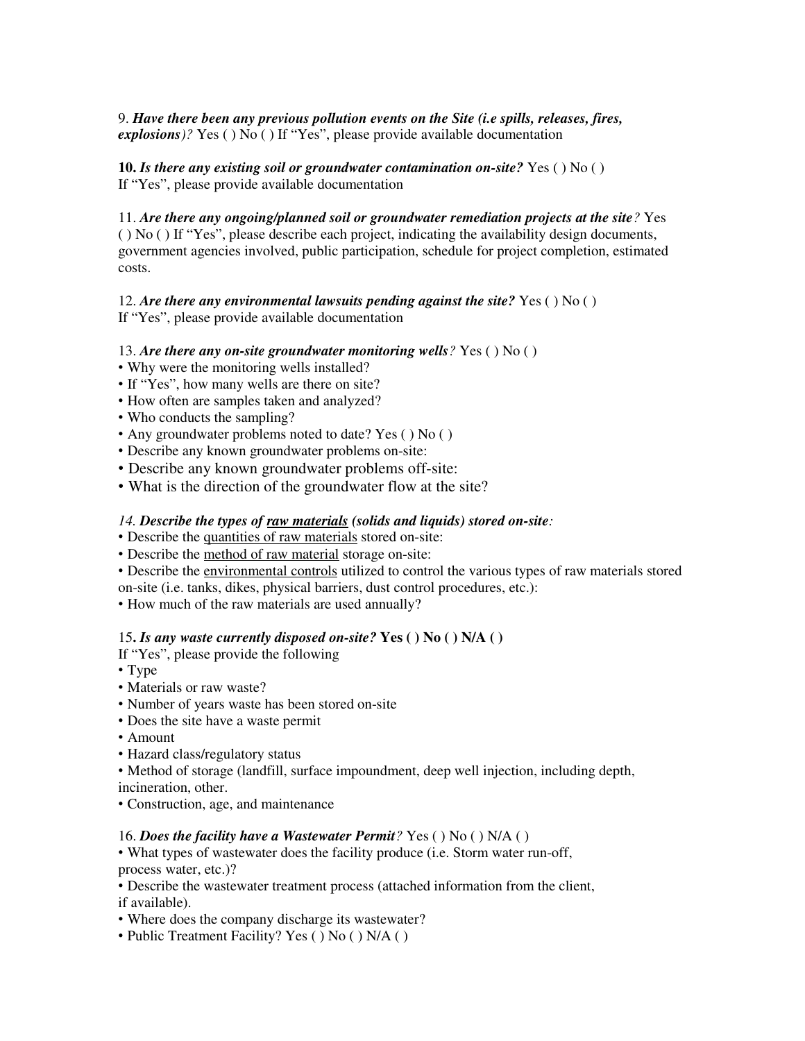9. ***Have there been any previous pollution events on the Site (i.e spills, releases, fires, explosions)?*** Yes ( ) No ( ) If "Yes", please provide available documentation

**10.** ***Is there any existing soil or groundwater contamination on-site?*** Yes ( ) No ( )
If "Yes", please provide available documentation

11. ***Are there any ongoing/planned soil or groundwater remediation projects at the site****?* Yes ( ) No ( ) If "Yes", please describe each project, indicating the availability design documents, government agencies involved, public participation, schedule for project completion, estimated costs.

12. ***Are there any environmental lawsuits pending against the site?*** Yes ( ) No ( )
If "Yes", please provide available documentation

13. ***Are there any on-site groundwater monitoring wells****?* Yes ( ) No ( )

- Why were the monitoring wells installed?
- If "Yes", how many wells are there on site?
- How often are samples taken and analyzed?
- Who conducts the sampling?
- Any groundwater problems noted to date? Yes ( ) No ( )
- Describe any known groundwater problems on-site:
- Describe any known groundwater problems off-site:
- What is the direction of the groundwater flow at the site?

*14.* ***Describe the types of <u>raw materials</u> (solids and liquids) stored on-site****:*

- Describe the <u>quantities of raw materials</u> stored on-site:
- Describe the <u>method of raw material</u> storage on-site:
- Describe the <u>environmental controls</u> utilized to control the various types of raw materials stored on-site (i.e. tanks, dikes, physical barriers, dust control procedures, etc.):
- How much of the raw materials are used annually?

15**.** ***Is any waste currently disposed on-site?*** **Yes ( ) No ( ) N/A ( )**
If "Yes", please provide the following

- Type
- Materials or raw waste?
- Number of years waste has been stored on-site
- Does the site have a waste permit
- Amount
- Hazard class/regulatory status
- Method of storage (landfill, surface impoundment, deep well injection, including depth, incineration, other.
- Construction, age, and maintenance

16. ***Does the facility have a Wastewater Permit****?* Yes ( ) No ( ) N/A ( )

- What types of wastewater does the facility produce (i.e. Storm water run-off, process water, etc.)?
- Describe the wastewater treatment process (attached information from the client, if available).
- Where does the company discharge its wastewater?
- Public Treatment Facility? Yes ( ) No ( ) N/A ( )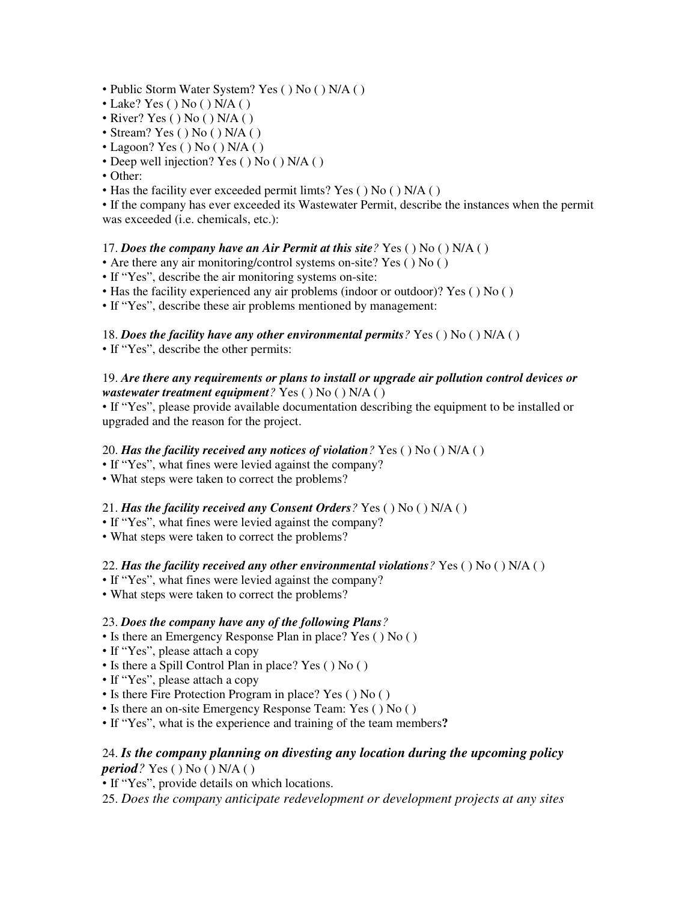- Public Storm Water System? Yes ( ) No ( ) N/A ( )
- Lake? Yes ( ) No ( ) N/A ( )
- River? Yes ( ) No ( ) N/A ( )
- Stream? Yes ( ) No ( ) N/A ( )
- Lagoon? Yes ( ) No ( ) N/A ( )
- Deep well injection? Yes ( ) No ( ) N/A ( )
- Other:
- Has the facility ever exceeded permit limts? Yes ( ) No ( ) N/A ( )
- If the company has ever exceeded its Wastewater Permit, describe the instances when the permit was exceeded (i.e. chemicals, etc.):

17. ***Does the company have an Air Permit at this site?*** Yes ( ) No ( ) N/A ( )
- Are there any air monitoring/control systems on-site? Yes ( ) No ( )
- If "Yes", describe the air monitoring systems on-site:
- Has the facility experienced any air problems (indoor or outdoor)? Yes ( ) No ( )
- If "Yes", describe these air problems mentioned by management:

18. ***Does the facility have any other environmental permits?*** Yes ( ) No ( ) N/A ( )
- If "Yes", describe the other permits:

19. ***Are there any requirements or plans to install or upgrade air pollution control devices or wastewater treatment equipment?*** Yes ( ) No ( ) N/A ( )
- If "Yes", please provide available documentation describing the equipment to be installed or upgraded and the reason for the project.

20. ***Has the facility received any notices of violation?*** Yes ( ) No ( ) N/A ( )
- If "Yes", what fines were levied against the company?
- What steps were taken to correct the problems?

21. ***Has the facility received any Consent Orders?*** Yes ( ) No ( ) N/A ( )
- If "Yes", what fines were levied against the company?
- What steps were taken to correct the problems?

22. ***Has the facility received any other environmental violations?*** Yes ( ) No ( ) N/A ( )
- If "Yes", what fines were levied against the company?
- What steps were taken to correct the problems?

23. ***Does the company have any of the following Plans?***
- Is there an Emergency Response Plan in place? Yes ( ) No ( )
- If "Yes", please attach a copy
- Is there a Spill Control Plan in place? Yes ( ) No ( )
- If "Yes", please attach a copy
- Is there Fire Protection Program in place? Yes ( ) No ( )
- Is there an on-site Emergency Response Team: Yes ( ) No ( )
- If "Yes", what is the experience and training of the team members**?**

24. ***Is the company planning on divesting any location during the upcoming policy period?*** Yes ( ) No ( ) N/A ( )
- If "Yes", provide details on which locations.

25. *Does the company anticipate redevelopment or development projects at any sites*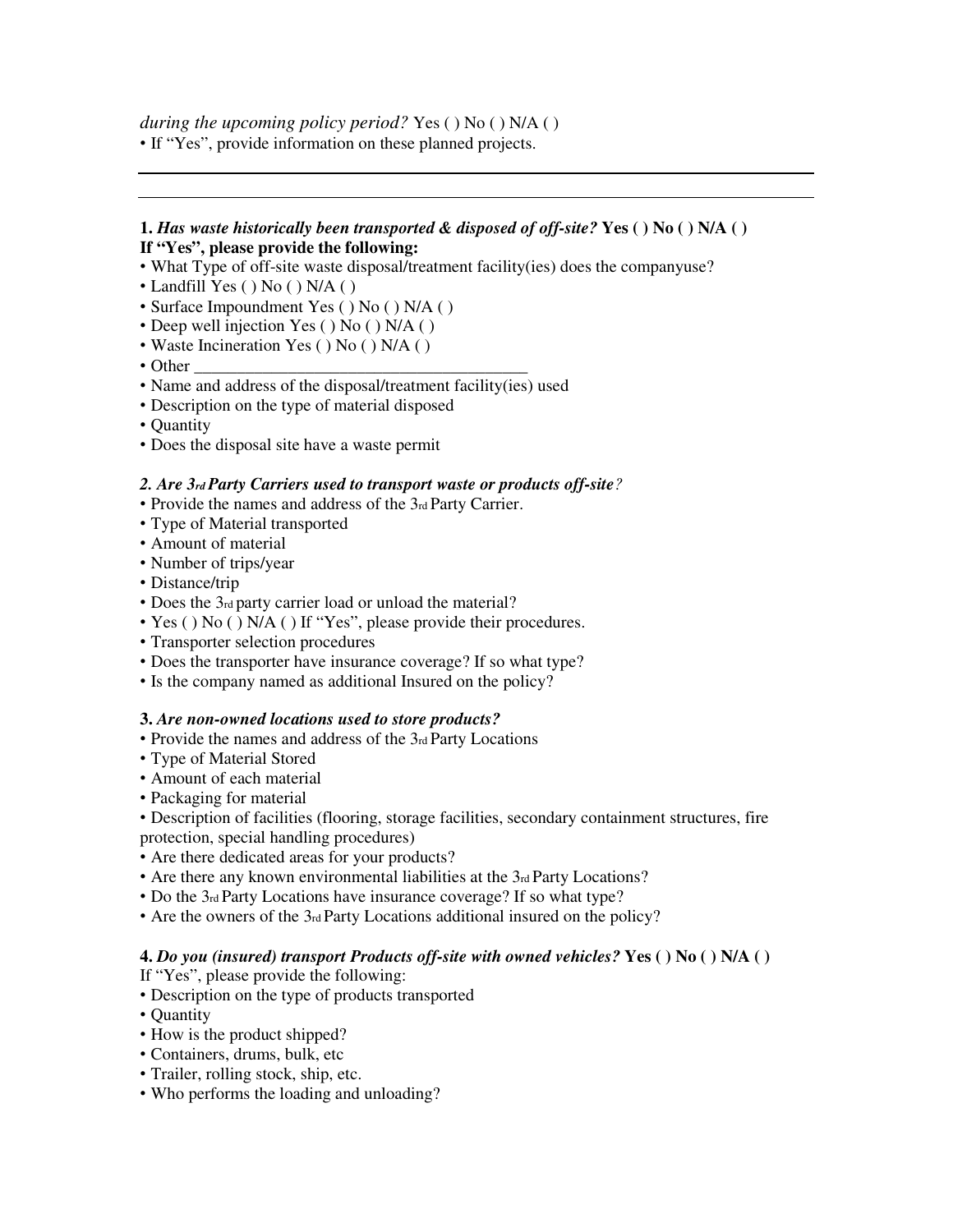*during the upcoming policy period?* Yes ( ) No ( ) N/A ( )

• If "Yes", provide information on these planned projects.

---

---

**1.** ***Has waste historically been transported & disposed of off-site?*** **Yes ( ) No ( ) N/A ( )**
**If "Yes", please provide the following:**

- What Type of off-site waste disposal/treatment facility(ies) does the companyuse?
- Landfill Yes ( ) No ( ) N/A ( )
- Surface Impoundment Yes ( ) No ( ) N/A ( )
- Deep well injection Yes ( ) No ( ) N/A ( )
- Waste Incineration Yes ( ) No ( ) N/A ( )
- Other ________________________________________
- Name and address of the disposal/treatment facility(ies) used
- Description on the type of material disposed
- Quantity
- Does the disposal site have a waste permit

***2. Are 3rd Party Carriers used to transport waste or products off-site?***

- Provide the names and address of the 3rd Party Carrier.
- Type of Material transported
- Amount of material
- Number of trips/year
- Distance/trip
- Does the 3rd party carrier load or unload the material?
- Yes ( ) No ( ) N/A ( ) If "Yes", please provide their procedures.
- Transporter selection procedures
- Does the transporter have insurance coverage? If so what type?
- Is the company named as additional Insured on the policy?

**3.** ***Are non-owned locations used to store products?***

- Provide the names and address of the 3rd Party Locations
- Type of Material Stored
- Amount of each material
- Packaging for material
- Description of facilities (flooring, storage facilities, secondary containment structures, fire protection, special handling procedures)
- Are there dedicated areas for your products?
- Are there any known environmental liabilities at the 3rd Party Locations?
- Do the 3rd Party Locations have insurance coverage? If so what type?
- Are the owners of the 3rd Party Locations additional insured on the policy?

**4.** ***Do you (insured) transport Products off-site with owned vehicles?*** **Yes ( ) No ( ) N/A ( )**
If "Yes", please provide the following:

- Description on the type of products transported
- Quantity
- How is the product shipped?
- Containers, drums, bulk, etc
- Trailer, rolling stock, ship, etc.
- Who performs the loading and unloading?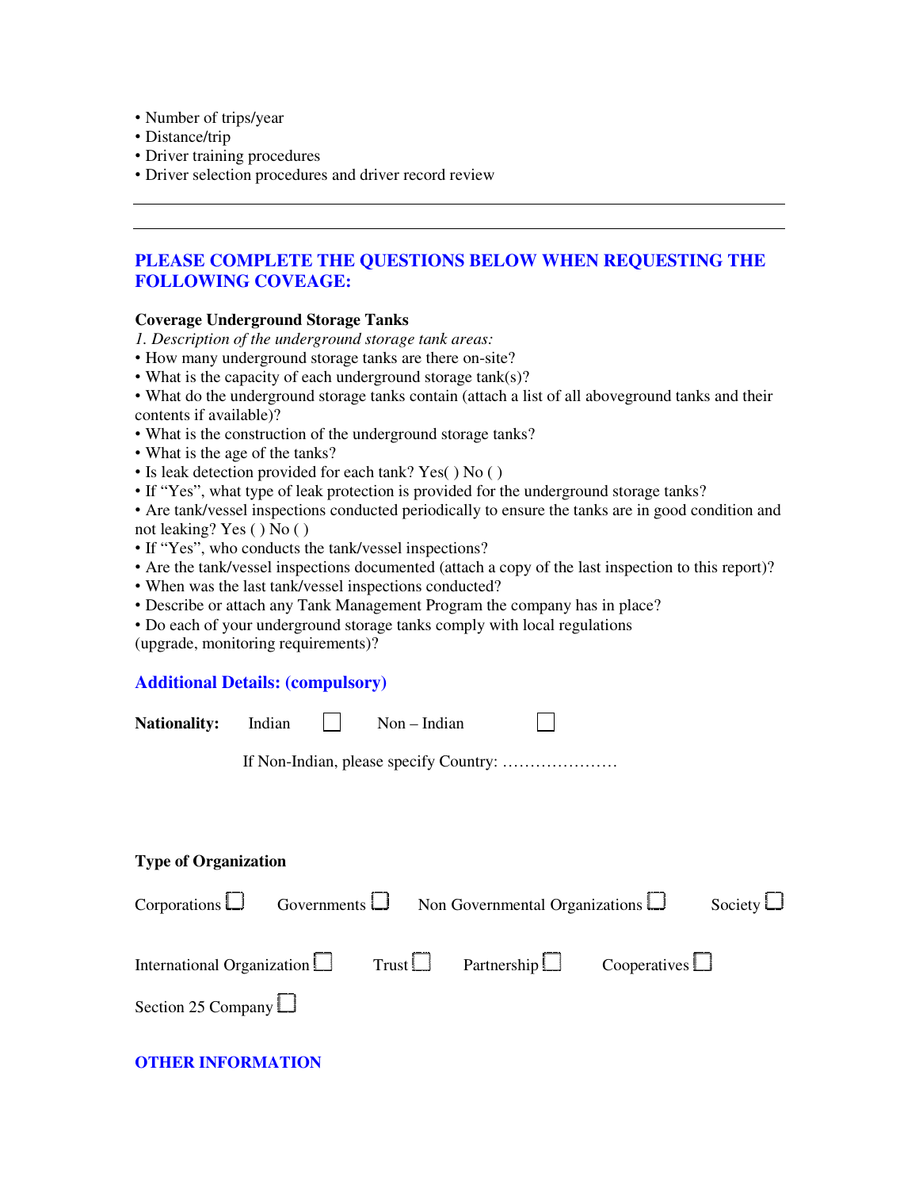- Number of trips/year
- Distance/trip
- Driver training procedures
- Driver selection procedures and driver record review

---

---

## PLEASE COMPLETE THE QUESTIONS BELOW WHEN REQUESTING THE FOLLOWING COVEAGE:

**Coverage Underground Storage Tanks**

*1. Description of the underground storage tank areas:*

- How many underground storage tanks are there on-site?
- What is the capacity of each underground storage tank(s)?
- What do the underground storage tanks contain (attach a list of all aboveground tanks and their contents if available)?
- What is the construction of the underground storage tanks?
- What is the age of the tanks?
- Is leak detection provided for each tank? Yes( ) No ( )
- If "Yes", what type of leak protection is provided for the underground storage tanks?
- Are tank/vessel inspections conducted periodically to ensure the tanks are in good condition and not leaking? Yes ( ) No ( )
- If "Yes", who conducts the tank/vessel inspections?
- Are the tank/vessel inspections documented (attach a copy of the last inspection to this report)?
- When was the last tank/vessel inspections conducted?
- Describe or attach any Tank Management Program the company has in place?
- Do each of your underground storage tanks comply with local regulations (upgrade, monitoring requirements)?

## Additional Details: (compulsory)

**Nationality:** Indian ☐ Non – Indian ☐

If Non-Indian, please specify Country: …………………

**Type of Organization**

Corporations ☐ Governments ☐ Non Governmental Organizations ☐ Society ☐

International Organization ☐ Trust ☐ Partnership ☐ Cooperatives ☐

Section 25 Company ☐

## OTHER INFORMATION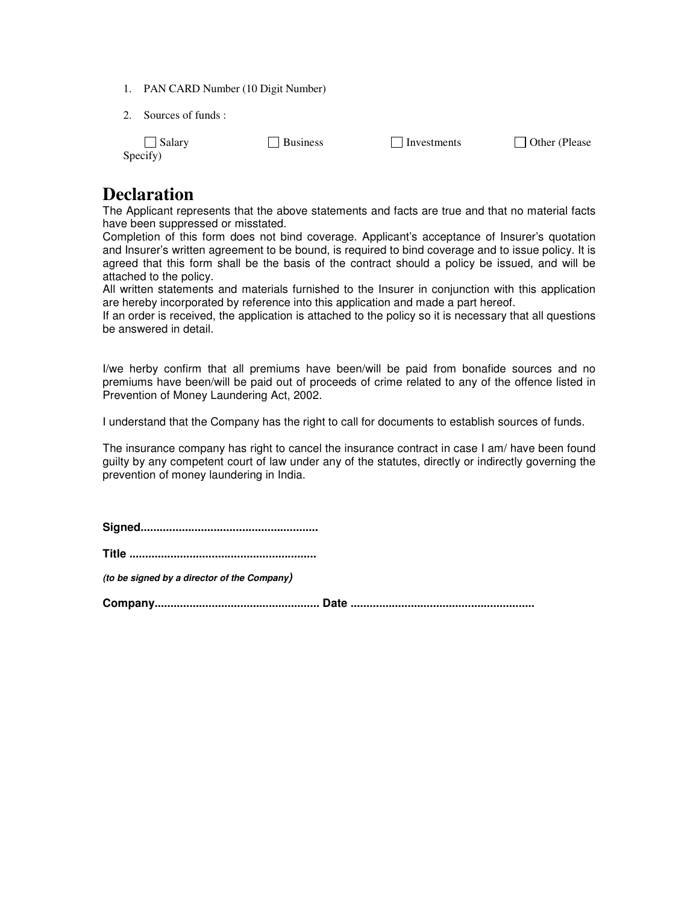1. PAN CARD Number (10 Digit Number)

2. Sources of funds :

   ☐ Salary ☐ Business ☐ Investments ☐ Other (Please Specify)

# Declaration

The Applicant represents that the above statements and facts are true and that no material facts have been suppressed or misstated.
Completion of this form does not bind coverage. Applicant's acceptance of Insurer's quotation and Insurer's written agreement to be bound, is required to bind coverage and to issue policy. It is agreed that this form shall be the basis of the contract should a policy be issued, and will be attached to the policy.
All written statements and materials furnished to the Insurer in conjunction with this application are hereby incorporated by reference into this application and made a part hereof.
If an order is received, the application is attached to the policy so it is necessary that all questions be answered in detail.

I/we herby confirm that all premiums have been/will be paid from bonafide sources and no premiums have been/will be paid out of proceeds of crime related to any of the offence listed in Prevention of Money Laundering Act, 2002.

I understand that the Company has the right to call for documents to establish sources of funds.

The insurance company has right to cancel the insurance contract in case I am/ have been found guilty by any competent court of law under any of the statutes, directly or indirectly governing the prevention of money laundering in India.

**Signed........................................................**

**Title ...........................................................**

***(to be signed by a director of the Company)***

**Company.................................................... Date ..........................................................**